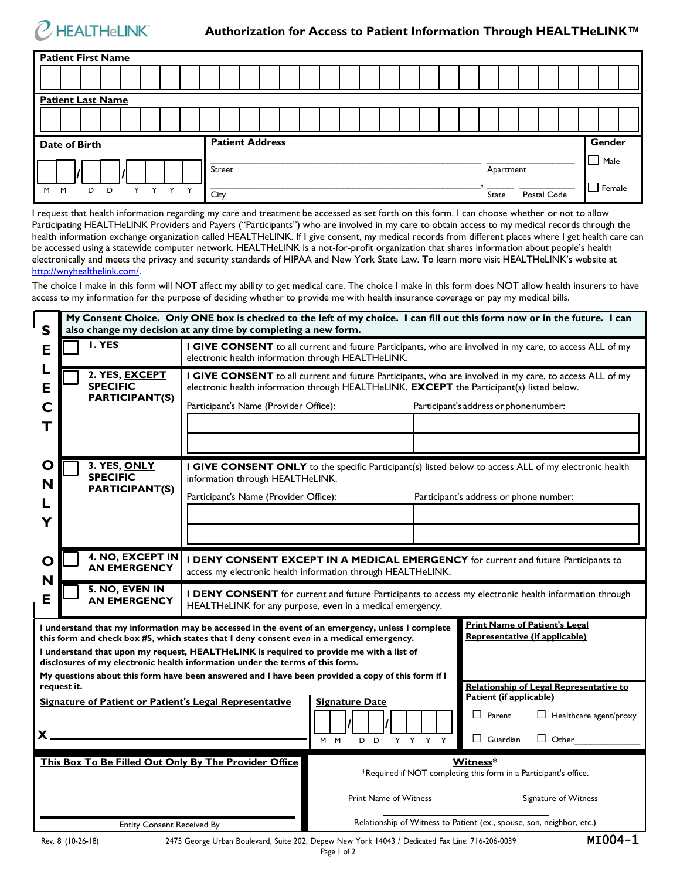HEALTHeLINK

# Authorization for Access to Patient Information Through HEALTHeLINK™

**Patient First Name**

**Patient Last Name**

| **Date of Birth** | **Patient Address** | **Gender** |
|---|---|---|
| __ __ / __ __ / __ __ __ __ (M M D D Y Y Y Y) | ______________________ Street ______ Apartment | ☐ Male |
| | ______________________, City ______ State ______ Postal Code | ☐ Female |

I request that health information regarding my care and treatment be accessed as set forth on this form. I can choose whether or not to allow Participating HEALTHeLINK Providers and Payers ("Participants") who are involved in my care to obtain access to my medical records through the health information exchange organization called HEALTHeLINK. If I give consent, my medical records from different places where I get health care can be accessed using a statewide computer network. HEALTHeLINK is a not-for-profit organization that shares information about people's health electronically and meets the privacy and security standards of HIPAA and New York State Law. To learn more visit HEALTHeLINK's website at http://wnyhealthelink.com/.

The choice I make in this form will NOT affect my ability to get medical care. The choice I make in this form does NOT allow health insurers to have access to my information for the purpose of deciding whether to provide me with health insurance coverage or pay my medical bills.

**SELECT ONLY ONE**

**My Consent Choice. Only ONE box is checked to the left of my choice. I can fill out this form now or in the future. I can also change my decision at any time by completing a new form.**

☐ **1. YES** — **I GIVE CONSENT** to all current and future Participants, who are involved in my care, to access ALL of my electronic health information through HEALTHeLINK.

☐ **2. YES, EXCEPT SPECIFIC PARTICIPANT(S)** — **I GIVE CONSENT** to all current and future Participants, who are involved in my care, to access ALL of my electronic health information through HEALTHeLINK, **EXCEPT** the Participant(s) listed below.

| Participant's Name (Provider Office): | Participant's address or phone number: |
|---|---|
| | |
| | |

☐ **3. YES, ONLY SPECIFIC PARTICIPANT(S)** — **I GIVE CONSENT ONLY** to the specific Participant(s) listed below to access ALL of my electronic health information through HEALTHeLINK.

| Participant's Name (Provider Office): | Participant's address or phone number: |
|---|---|
| | |
| | |

☐ **4. NO, EXCEPT IN AN EMERGENCY** — **I DENY CONSENT EXCEPT IN A MEDICAL EMERGENCY** for current and future Participants to access my electronic health information through HEALTHeLINK.

☐ **5. NO, EVEN IN AN EMERGENCY** — **I DENY CONSENT** for current and future Participants to access my electronic health information through HEALTHeLINK for any purpose, ***even*** in a medical emergency.

**I understand that my information may be accessed in the event of an emergency, unless I complete this form and check box #5, which states that I deny consent *even* in a medical emergency.**

**I understand that upon my request, HEALTHeLINK is required to provide me with a list of disclosures of my electronic health information under the terms of this form.**

**My questions about this form have been answered and I have been provided a copy of this form if I request it.**

**Signature of Patient or Patient's Legal Representative**

X ______________________________

**Signature Date**

__ __ / __ __ / __ __ __ __ (M M D D Y Y Y Y)

**Print Name of Patient's Legal Representative (if applicable)**

**Relationship of Legal Representative to Patient (if applicable)**

☐ Parent ☐ Healthcare agent/proxy

☐ Guardian ☐ Other______________

**This Box To Be Filled Out Only By The Provider Office**

______________________________
Entity Consent Received By

**Witness***

*Required if NOT completing this form in a Participant's office.

______________________ Print Name of Witness

______________________ Signature of Witness

______________________ Relationship of Witness to Patient (ex., spouse, son, neighbor, etc.)

Rev. 8 (10-26-18) 2475 George Urban Boulevard, Suite 202, Depew New York 14043 / Dedicated Fax Line: 716-206-0039 MI004-1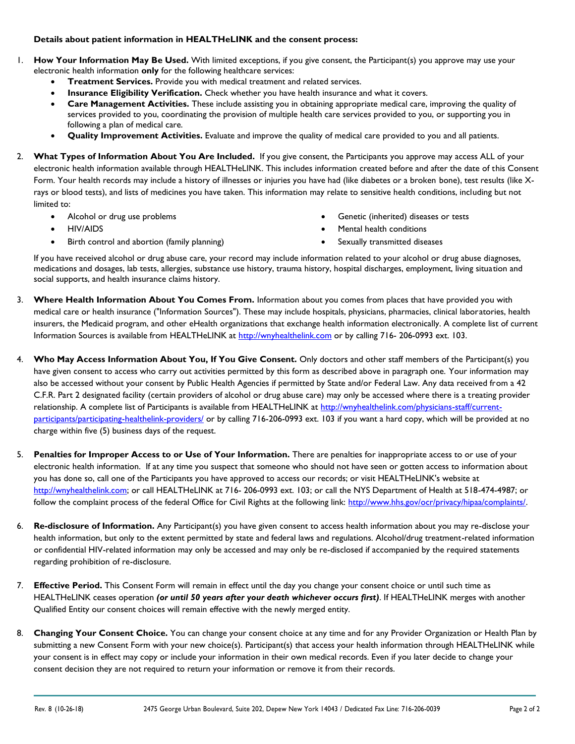**Details about patient information in HEALTHeLINK and the consent process:**

1. **How Your Information May Be Used.** With limited exceptions, if you give consent, the Participant(s) you approve may use your electronic health information **only** for the following healthcare services:
   - **Treatment Services.** Provide you with medical treatment and related services.
   - **Insurance Eligibility Verification.** Check whether you have health insurance and what it covers.
   - **Care Management Activities.** These include assisting you in obtaining appropriate medical care, improving the quality of services provided to you, coordinating the provision of multiple health care services provided to you, or supporting you in following a plan of medical care.
   - **Quality Improvement Activities.** Evaluate and improve the quality of medical care provided to you and all patients.

2. **What Types of Information About You Are Included.** If you give consent, the Participants you approve may access ALL of your electronic health information available through HEALTHeLINK. This includes information created before and after the date of this Consent Form. Your health records may include a history of illnesses or injuries you have had (like diabetes or a broken bone), test results (like X-rays or blood tests), and lists of medicines you have taken. This information may relate to sensitive health conditions, including but not limited to:
   - Alcohol or drug use problems
   - HIV/AIDS
   - Birth control and abortion (family planning)
   - Genetic (inherited) diseases or tests
   - Mental health conditions
   - Sexually transmitted diseases

   If you have received alcohol or drug abuse care, your record may include information related to your alcohol or drug abuse diagnoses, medications and dosages, lab tests, allergies, substance use history, trauma history, hospital discharges, employment, living situation and social supports, and health insurance claims history.

3. **Where Health Information About You Comes From.** Information about you comes from places that have provided you with medical care or health insurance ("Information Sources"). These may include hospitals, physicians, pharmacies, clinical laboratories, health insurers, the Medicaid program, and other eHealth organizations that exchange health information electronically. A complete list of current Information Sources is available from HEALTHeLINK at http://wnyhealthelink.com or by calling 716- 206-0993 ext. 103.

4. **Who May Access Information About You, If You Give Consent.** Only doctors and other staff members of the Participant(s) you have given consent to access who carry out activities permitted by this form as described above in paragraph one. Your information may also be accessed without your consent by Public Health Agencies if permitted by State and/or Federal Law. Any data received from a 42 C.F.R. Part 2 designated facility (certain providers of alcohol or drug abuse care) may only be accessed where there is a treating provider relationship. A complete list of Participants is available from HEALTHeLINK at http://wnyhealthelink.com/physicians-staff/current-participants/participating-healthelink-providers/ or by calling 716-206-0993 ext. 103 if you want a hard copy, which will be provided at no charge within five (5) business days of the request.

5. **Penalties for Improper Access to or Use of Your Information.** There are penalties for inappropriate access to or use of your electronic health information. If at any time you suspect that someone who should not have seen or gotten access to information about you has done so, call one of the Participants you have approved to access our records; or visit HEALTHeLINK's website at http://wnyhealthelink.com; or call HEALTHeLINK at 716- 206-0993 ext. 103; or call the NYS Department of Health at 518-474-4987; or follow the complaint process of the federal Office for Civil Rights at the following link: http://www.hhs.gov/ocr/privacy/hipaa/complaints/.

6. **Re-disclosure of Information.** Any Participant(s) you have given consent to access health information about you may re-disclose your health information, but only to the extent permitted by state and federal laws and regulations. Alcohol/drug treatment-related information or confidential HIV-related information may only be accessed and may only be re-disclosed if accompanied by the required statements regarding prohibition of re-disclosure.

7. **Effective Period.** This Consent Form will remain in effect until the day you change your consent choice or until such time as HEALTHeLINK ceases operation ***(or until 50 years after your death whichever occurs first)***. If HEALTHeLINK merges with another Qualified Entity our consent choices will remain effective with the newly merged entity.

8. **Changing Your Consent Choice.** You can change your consent choice at any time and for any Provider Organization or Health Plan by submitting a new Consent Form with your new choice(s). Participant(s) that access your health information through HEALTHeLINK while your consent is in effect may copy or include your information in their own medical records. Even if you later decide to change your consent decision they are not required to return your information or remove it from their records.

Rev. 8 (10-26-18) 2475 George Urban Boulevard, Suite 202, Depew New York 14043 / Dedicated Fax Line: 716-206-0039